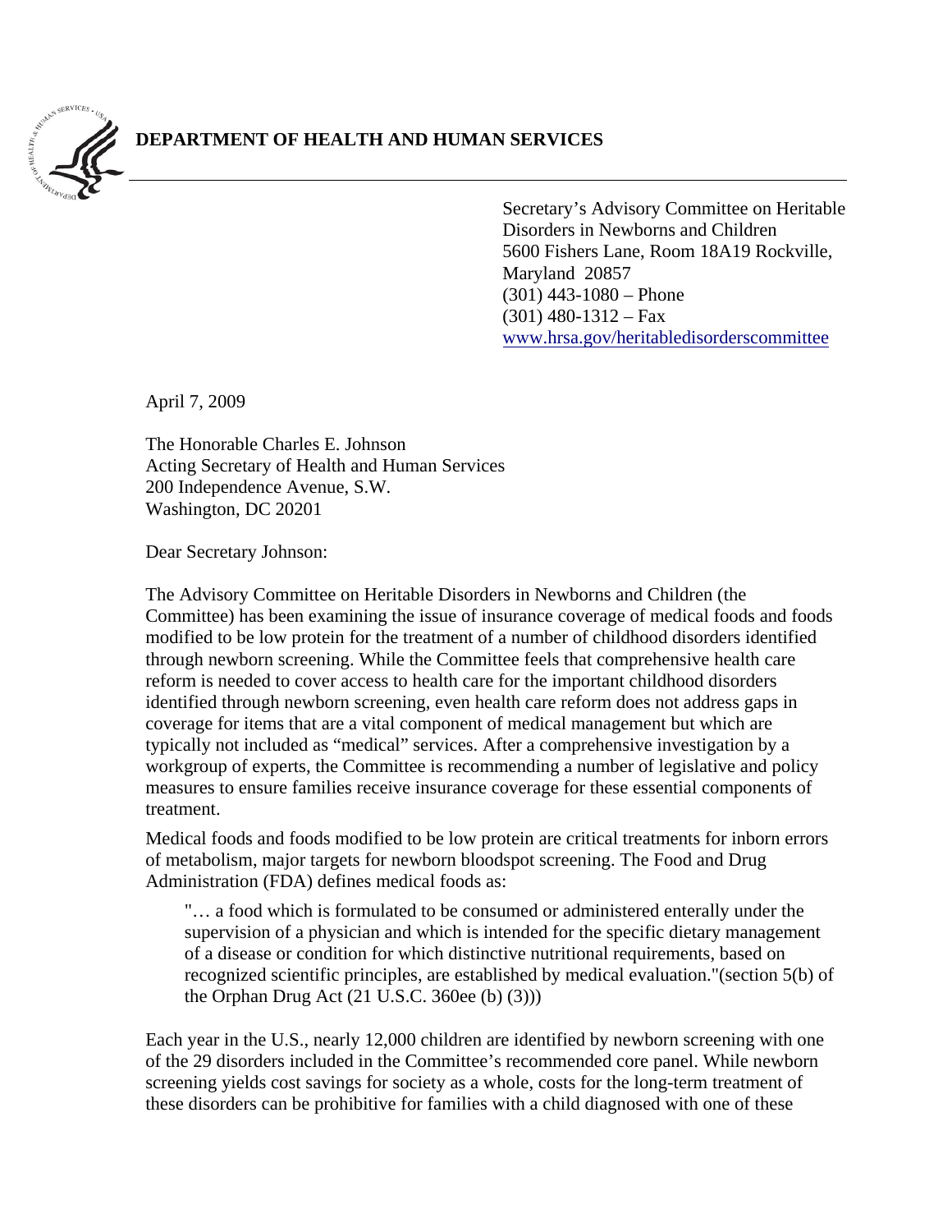# DEPARTMENT OF HEALTH AND HUMAN SERVICES

Secretary's Advisory Committee on Heritable Disorders in Newborns and Children
5600 Fishers Lane, Room 18A19 Rockville, Maryland 20857
(301) 443-1080 – Phone
(301) 480-1312 – Fax
www.hrsa.gov/heritabledisorderscommittee

April 7, 2009

The Honorable Charles E. Johnson
Acting Secretary of Health and Human Services
200 Independence Avenue, S.W.
Washington, DC 20201

Dear Secretary Johnson:

The Advisory Committee on Heritable Disorders in Newborns and Children (the Committee) has been examining the issue of insurance coverage of medical foods and foods modified to be low protein for the treatment of a number of childhood disorders identified through newborn screening. While the Committee feels that comprehensive health care reform is needed to cover access to health care for the important childhood disorders identified through newborn screening, even health care reform does not address gaps in coverage for items that are a vital component of medical management but which are typically not included as "medical" services. After a comprehensive investigation by a workgroup of experts, the Committee is recommending a number of legislative and policy measures to ensure families receive insurance coverage for these essential components of treatment.

Medical foods and foods modified to be low protein are critical treatments for inborn errors of metabolism, major targets for newborn bloodspot screening. The Food and Drug Administration (FDA) defines medical foods as:

> "… a food which is formulated to be consumed or administered enterally under the supervision of a physician and which is intended for the specific dietary management of a disease or condition for which distinctive nutritional requirements, based on recognized scientific principles, are established by medical evaluation."(section 5(b) of the Orphan Drug Act (21 U.S.C. 360ee (b) (3)))

Each year in the U.S., nearly 12,000 children are identified by newborn screening with one of the 29 disorders included in the Committee's recommended core panel. While newborn screening yields cost savings for society as a whole, costs for the long-term treatment of these disorders can be prohibitive for families with a child diagnosed with one of these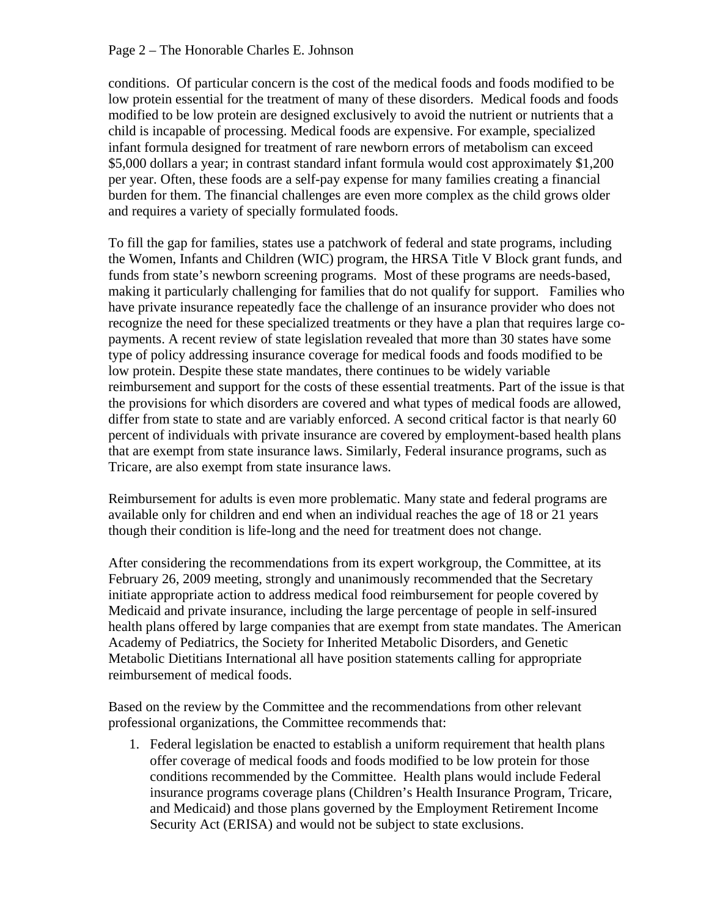conditions. Of particular concern is the cost of the medical foods and foods modified to be low protein essential for the treatment of many of these disorders. Medical foods and foods modified to be low protein are designed exclusively to avoid the nutrient or nutrients that a child is incapable of processing. Medical foods are expensive. For example, specialized infant formula designed for treatment of rare newborn errors of metabolism can exceed $5,000 dollars a year; in contrast standard infant formula would cost approximately $1,200 per year. Often, these foods are a self-pay expense for many families creating a financial burden for them. The financial challenges are even more complex as the child grows older and requires a variety of specially formulated foods.

To fill the gap for families, states use a patchwork of federal and state programs, including the Women, Infants and Children (WIC) program, the HRSA Title V Block grant funds, and funds from state's newborn screening programs. Most of these programs are needs-based, making it particularly challenging for families that do not qualify for support. Families who have private insurance repeatedly face the challenge of an insurance provider who does not recognize the need for these specialized treatments or they have a plan that requires large co-payments. A recent review of state legislation revealed that more than 30 states have some type of policy addressing insurance coverage for medical foods and foods modified to be low protein. Despite these state mandates, there continues to be widely variable reimbursement and support for the costs of these essential treatments. Part of the issue is that the provisions for which disorders are covered and what types of medical foods are allowed, differ from state to state and are variably enforced. A second critical factor is that nearly 60 percent of individuals with private insurance are covered by employment-based health plans that are exempt from state insurance laws. Similarly, Federal insurance programs, such as Tricare, are also exempt from state insurance laws.

Reimbursement for adults is even more problematic. Many state and federal programs are available only for children and end when an individual reaches the age of 18 or 21 years though their condition is life-long and the need for treatment does not change.

After considering the recommendations from its expert workgroup, the Committee, at its February 26, 2009 meeting, strongly and unanimously recommended that the Secretary initiate appropriate action to address medical food reimbursement for people covered by Medicaid and private insurance, including the large percentage of people in self-insured health plans offered by large companies that are exempt from state mandates. The American Academy of Pediatrics, the Society for Inherited Metabolic Disorders, and Genetic Metabolic Dietitians International all have position statements calling for appropriate reimbursement of medical foods.

Based on the review by the Committee and the recommendations from other relevant professional organizations, the Committee recommends that:

1. Federal legislation be enacted to establish a uniform requirement that health plans offer coverage of medical foods and foods modified to be low protein for those conditions recommended by the Committee. Health plans would include Federal insurance programs coverage plans (Children's Health Insurance Program, Tricare, and Medicaid) and those plans governed by the Employment Retirement Income Security Act (ERISA) and would not be subject to state exclusions.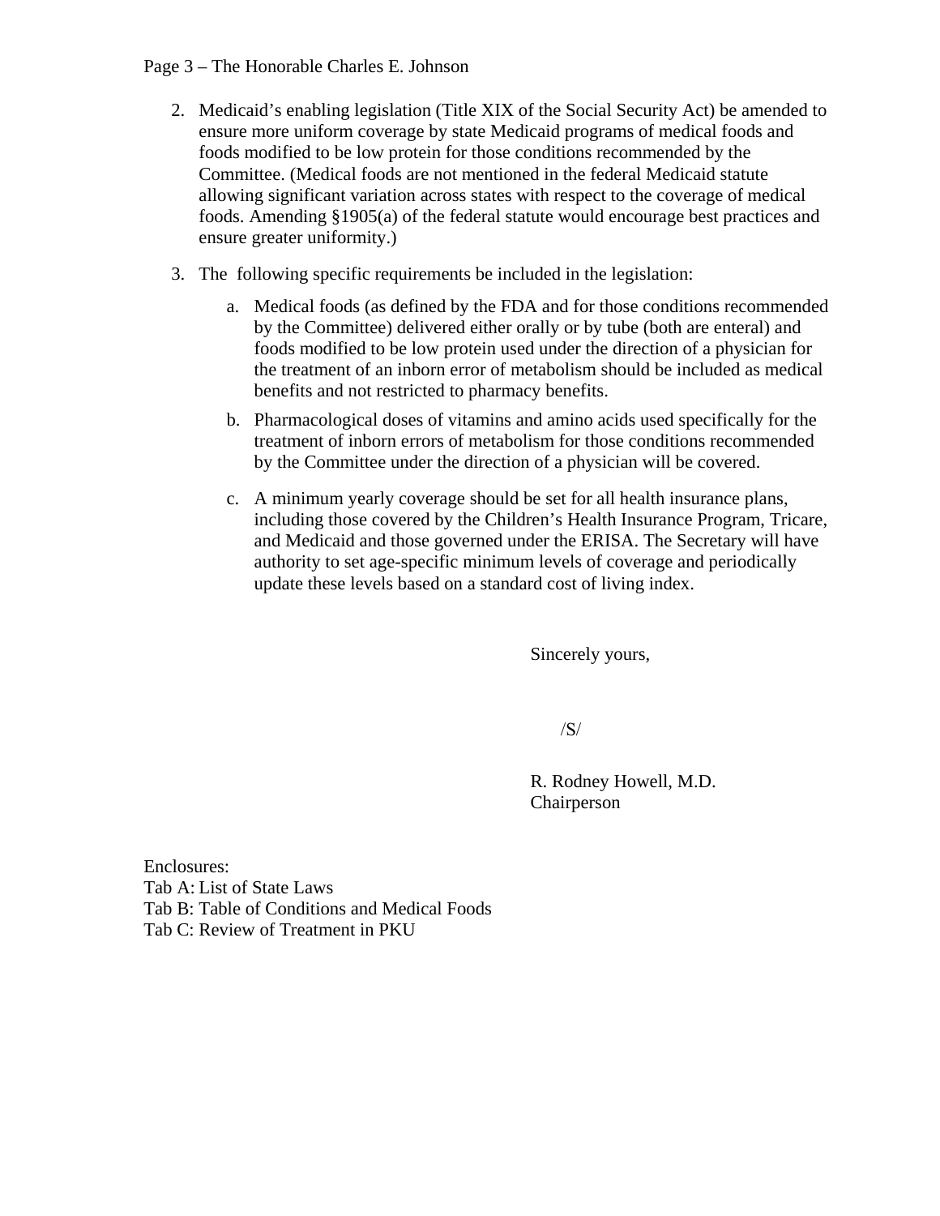2. Medicaid's enabling legislation (Title XIX of the Social Security Act) be amended to ensure more uniform coverage by state Medicaid programs of medical foods and foods modified to be low protein for those conditions recommended by the Committee. (Medical foods are not mentioned in the federal Medicaid statute allowing significant variation across states with respect to the coverage of medical foods. Amending §1905(a) of the federal statute would encourage best practices and ensure greater uniformity.)

3. The following specific requirements be included in the legislation:

   a. Medical foods (as defined by the FDA and for those conditions recommended by the Committee) delivered either orally or by tube (both are enteral) and foods modified to be low protein used under the direction of a physician for the treatment of an inborn error of metabolism should be included as medical benefits and not restricted to pharmacy benefits.

   b. Pharmacological doses of vitamins and amino acids used specifically for the treatment of inborn errors of metabolism for those conditions recommended by the Committee under the direction of a physician will be covered.

   c. A minimum yearly coverage should be set for all health insurance plans, including those covered by the Children's Health Insurance Program, Tricare, and Medicaid and those governed under the ERISA. The Secretary will have authority to set age-specific minimum levels of coverage and periodically update these levels based on a standard cost of living index.

Sincerely yours,

/S/

R. Rodney Howell, M.D.
Chairperson

Enclosures:
Tab A: List of State Laws
Tab B: Table of Conditions and Medical Foods
Tab C: Review of Treatment in PKU